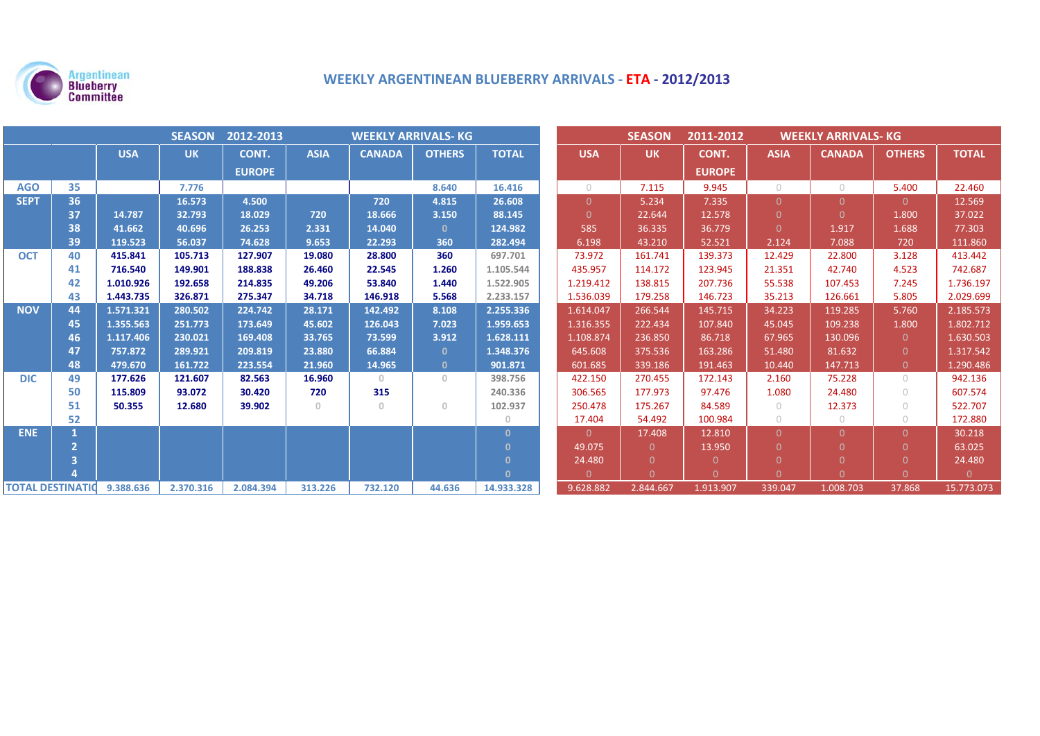Argentinean Blueberry Committee

# WEEKLY ARGENTINEAN BLUEBERRY ARRIVALS - ETA - 2012/2013

| | | SEASON 2012-2013 WEEKLY ARRIVALS- KG | | | | | | | SEASON 2011-2012 WEEKLY ARRIVALS- KG | | | | | | |
|---|---|---|---|---|---|---|---|---|---|---|---|---|---|---|---|
| | | USA | UK | CONT. EUROPE | ASIA | CANADA | OTHERS | TOTAL | USA | UK | CONT. EUROPE | ASIA | CANADA | OTHERS | TOTAL |
| AGO | 35 | | 7.776 | | | | 8.640 | 16.416 | 0 | 7.115 | 9.945 | 0 | 0 | 5.400 | 22.460 |
| SEPT | 36 | | 16.573 | 4.500 | | 720 | 4.815 | 26.608 | 0 | 5.234 | 7.335 | 0 | 0 | 0 | 12.569 |
| | 37 | 14.787 | 32.793 | 18.029 | 720 | 18.666 | 3.150 | 88.145 | 0 | 22.644 | 12.578 | 0 | 0 | 1.800 | 37.022 |
| | 38 | 41.662 | 40.696 | 26.253 | 2.331 | 14.040 | 0 | 124.982 | 585 | 36.335 | 36.779 | 0 | 1.917 | 1.688 | 77.303 |
| | 39 | 119.523 | 56.037 | 74.628 | 9.653 | 22.293 | 360 | 282.494 | 6.198 | 43.210 | 52.521 | 2.124 | 7.088 | 720 | 111.860 |
| OCT | 40 | 415.841 | 105.713 | 127.907 | 19.080 | 28.800 | 360 | 697.701 | 73.972 | 161.741 | 139.373 | 12.429 | 22.800 | 3.128 | 413.442 |
| | 41 | 716.540 | 149.901 | 188.838 | 26.460 | 22.545 | 1.260 | 1.105.544 | 435.957 | 114.172 | 123.945 | 21.351 | 42.740 | 4.523 | 742.687 |
| | 42 | 1.010.926 | 192.658 | 214.835 | 49.206 | 53.840 | 1.440 | 1.522.905 | 1.219.412 | 138.815 | 207.736 | 55.538 | 107.453 | 7.245 | 1.736.197 |
| | 43 | 1.443.735 | 326.871 | 275.347 | 34.718 | 146.918 | 5.568 | 2.233.157 | 1.536.039 | 179.258 | 146.723 | 35.213 | 126.661 | 5.805 | 2.029.699 |
| NOV | 44 | 1.571.321 | 280.502 | 224.742 | 28.171 | 142.492 | 8.108 | 2.255.336 | 1.614.047 | 266.544 | 145.715 | 34.223 | 119.285 | 5.760 | 2.185.573 |
| | 45 | 1.355.563 | 251.773 | 173.649 | 45.602 | 126.043 | 7.023 | 1.959.653 | 1.316.355 | 222.434 | 107.840 | 45.045 | 109.238 | 1.800 | 1.802.712 |
| | 46 | 1.117.406 | 230.021 | 169.408 | 33.765 | 73.599 | 3.912 | 1.628.111 | 1.108.874 | 236.850 | 86.718 | 67.965 | 130.096 | 0 | 1.630.503 |
| | 47 | 757.872 | 289.921 | 209.819 | 23.880 | 66.884 | 0 | 1.348.376 | 645.608 | 375.536 | 163.286 | 51.480 | 81.632 | 0 | 1.317.542 |
| | 48 | 479.670 | 161.722 | 223.554 | 21.960 | 14.965 | 0 | 901.871 | 601.685 | 339.186 | 191.463 | 10.440 | 147.713 | 0 | 1.290.486 |
| DIC | 49 | 177.626 | 121.607 | 82.563 | 16.960 | 0 | 0 | 398.756 | 422.150 | 270.455 | 172.143 | 2.160 | 75.228 | 0 | 942.136 |
| | 50 | 115.809 | 93.072 | 30.420 | 720 | 315 | | 240.336 | 306.565 | 177.973 | 97.476 | 1.080 | 24.480 | 0 | 607.574 |
| | 51 | 50.355 | 12.680 | 39.902 | 0 | 0 | 0 | 102.937 | 250.478 | 175.267 | 84.589 | 0 | 12.373 | 0 | 522.707 |
| | 52 | | | | | | | 0 | 17.404 | 54.492 | 100.984 | 0 | 0 | 0 | 172.880 |
| ENE | 1 | | | | | | | 0 | 0 | 17.408 | 12.810 | 0 | 0 | 0 | 30.218 |
| | 2 | | | | | | | 0 | 49.075 | 0 | 13.950 | 0 | 0 | 0 | 63.025 |
| | 3 | | | | | | | 0 | 24.480 | 0 | 0 | 0 | 0 | 0 | 24.480 |
| | 4 | | | | | | | 0 | 0 | 0 | 0 | 0 | 0 | 0 | 0 |
| TOTAL DESTINATIO | | 9.388.636 | 2.370.316 | 2.084.394 | 313.226 | 732.120 | 44.636 | 14.933.328 | 9.628.882 | 2.844.667 | 1.913.907 | 339.047 | 1.008.703 | 37.868 | 15.773.073 |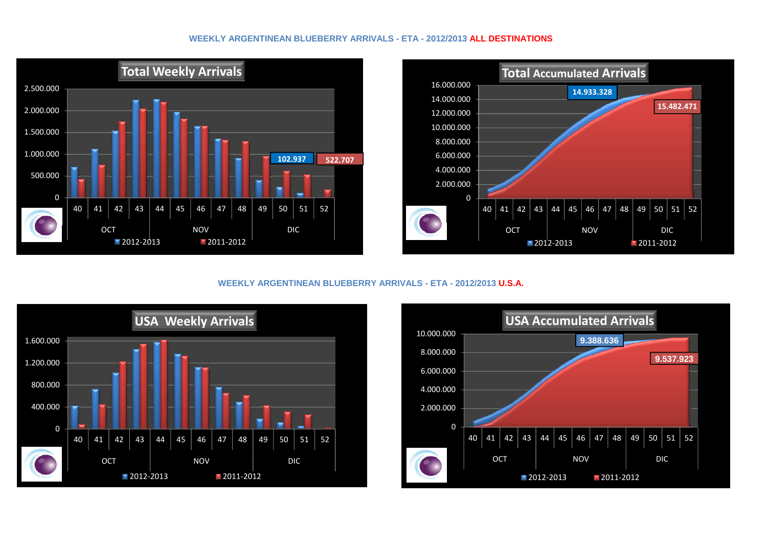### WEEKLY ARGENTINEAN BLUEBERRY ARRIVALS - ETA - 2012/2013 ALL DESTINATIONS

**Total Weekly Arrivals**

2.500.000
2.000.000
1.500.000
1.000.000
500.000
0

40 41 42 43 44 45 46 47 48 49 50 51 52

OCT NOV DIC

102.937
522.707

2012-2013 2011-2012

**Total Accumulated Arrivals**

16.000.000
14.000.000
12.000.000
10.000.000
8.000.000
6.000.000
4.000.000
2.000.000
0

40 41 42 43 44 45 46 47 48 49 50 51 52

OCT NOV DIC

14.933.328
15.482.471

2012-2013 2011-2012

### WEEKLY ARGENTINEAN BLUEBERRY ARRIVALS - ETA - 2012/2013 U.S.A.

**USA Weekly Arrivals**

1.600.000
1.200.000
800.000
400.000
0

40 41 42 43 44 45 46 47 48 49 50 51 52

OCT NOV DIC

2012-2013 2011-2012

**USA Accumulated Arrivals**

10.000.000
8.000.000
6.000.000
4.000.000
2.000.000
0

40 41 42 43 44 45 46 47 48 49 50 51 52

OCT NOV DIC

9.388.636
9.537.923

2012-2013 2011-2012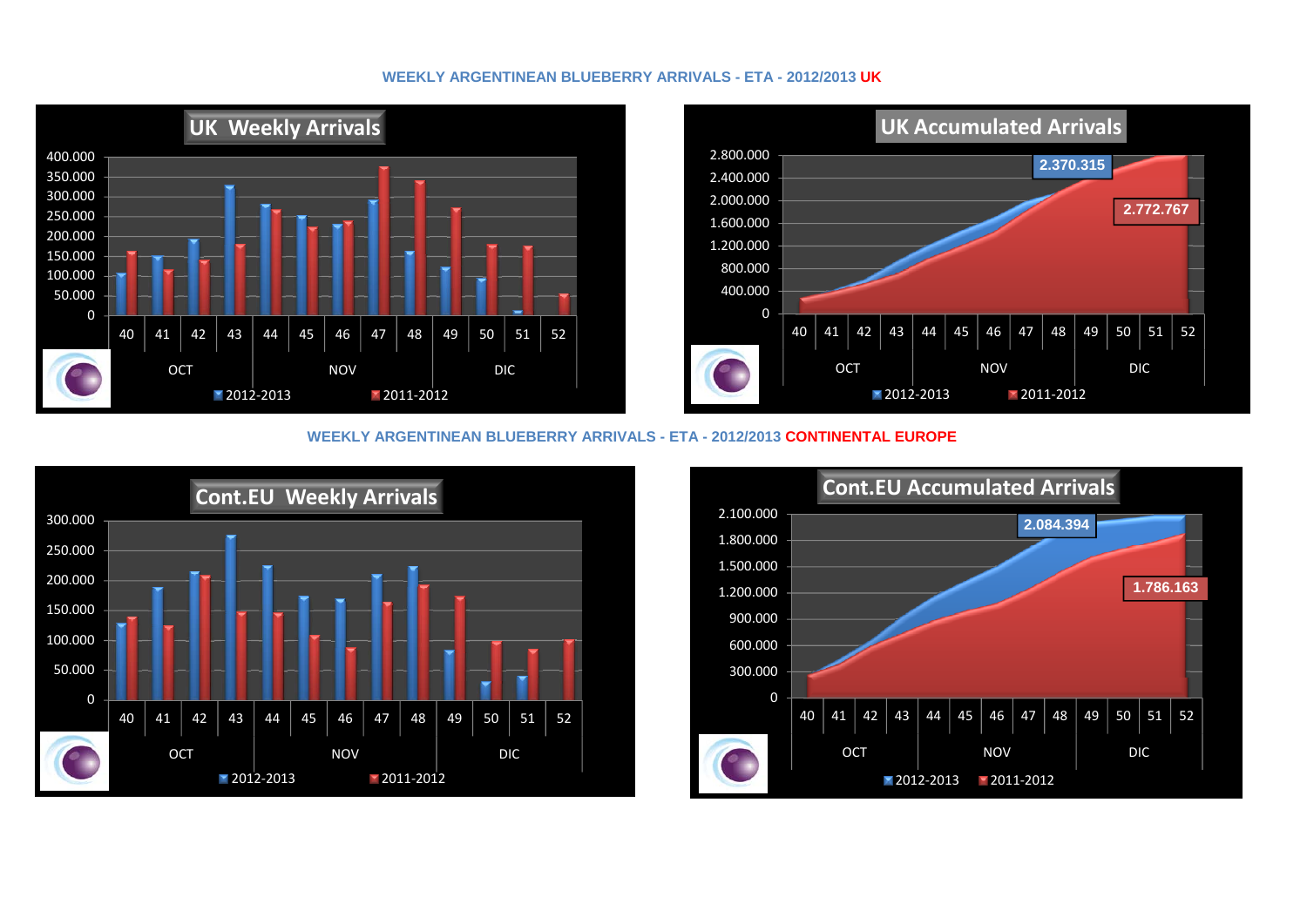WEEKLY ARGENTINEAN BLUEBERRY ARRIVALS - ETA - 2012/2013 UK

**UK Weekly Arrivals**

400.000
350.000
300.000
250.000
200.000
150.000
100.000
50.000
0

40 41 42 43 44 45 46 47 48 49 50 51 52

OCT NOV DIC

2012-2013 2011-2012

**UK Accumulated Arrivals**

2.800.000
2.400.000
2.000.000
1.600.000
1.200.000
800.000
400.000
0

2.370.315

2.772.767

40 41 42 43 44 45 46 47 48 49 50 51 52

OCT NOV DIC

2012-2013 2011-2012

WEEKLY ARGENTINEAN BLUEBERRY ARRIVALS - ETA - 2012/2013 CONTINENTAL EUROPE

**Cont.EU Weekly Arrivals**

300.000
250.000
200.000
150.000
100.000
50.000
0

40 41 42 43 44 45 46 47 48 49 50 51 52

OCT NOV DIC

2012-2013 2011-2012

**Cont.EU Accumulated Arrivals**

2.100.000
1.800.000
1.500.000
1.200.000
900.000
600.000
300.000
0

2.084.394

1.786.163

40 41 42 43 44 45 46 47 48 49 50 51 52

OCT NOV DIC

2012-2013 2011-2012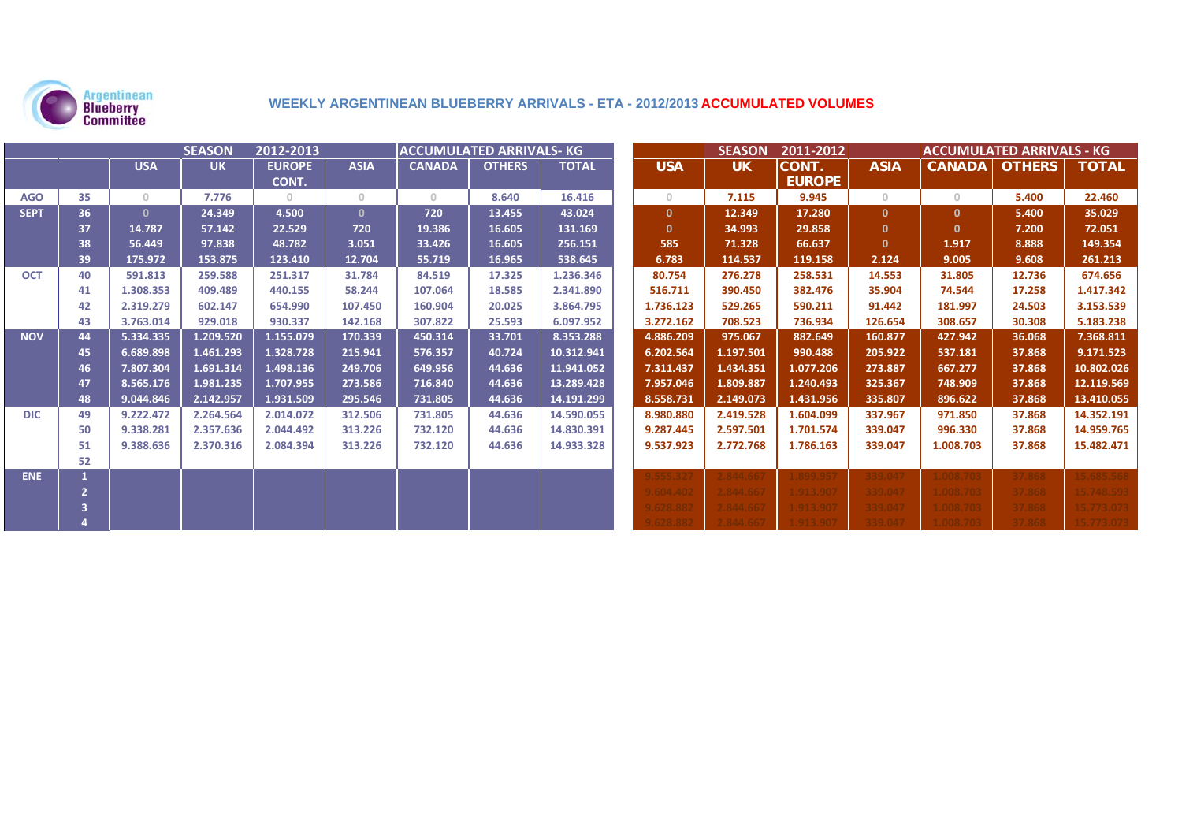Argentinean Blueberry Committee

## WEEKLY ARGENTINEAN BLUEBERRY ARRIVALS - ETA - 2012/2013 ACCUMULATED VOLUMES

| | | SEASON 2012-2013 | | | | ACCUMULATED ARRIVALS- KG | | | SEASON 2011-2012 | | | | ACCUMULATED ARRIVALS - KG | | |
|---|---|---|---|---|---|---|---|---|---|---|---|---|---|---|---|
| | | USA | UK | EUROPE CONT. | ASIA | CANADA | OTHERS | TOTAL | USA | UK | CONT. EUROPE | ASIA | CANADA | OTHERS | TOTAL |
| AGO | 35 | 0 | 7.776 | 0 | 0 | 0 | 8.640 | 16.416 | 0 | 7.115 | 9.945 | 0 | 0 | 5.400 | 22.460 |
| SEPT | 36 | 0 | 24.349 | 4.500 | 0 | 720 | 13.455 | 43.024 | 0 | 12.349 | 17.280 | 0 | 0 | 5.400 | 35.029 |
| | 37 | 14.787 | 57.142 | 22.529 | 720 | 19.386 | 16.605 | 131.169 | 0 | 34.993 | 29.858 | 0 | 0 | 7.200 | 72.051 |
| | 38 | 56.449 | 97.838 | 48.782 | 3.051 | 33.426 | 16.605 | 256.151 | 585 | 71.328 | 66.637 | 0 | 1.917 | 8.888 | 149.354 |
| | 39 | 175.972 | 153.875 | 123.410 | 12.704 | 55.719 | 16.965 | 538.645 | 6.783 | 114.537 | 119.158 | 2.124 | 9.005 | 9.608 | 261.213 |
| OCT | 40 | 591.813 | 259.588 | 251.317 | 31.784 | 84.519 | 17.325 | 1.236.346 | 80.754 | 276.278 | 258.531 | 14.553 | 31.805 | 12.736 | 674.656 |
| | 41 | 1.308.353 | 409.489 | 440.155 | 58.244 | 107.064 | 18.585 | 2.341.890 | 516.711 | 390.450 | 382.476 | 35.904 | 74.544 | 17.258 | 1.417.342 |
| | 42 | 2.319.279 | 602.147 | 654.990 | 107.450 | 160.904 | 20.025 | 3.864.795 | 1.736.123 | 529.265 | 590.211 | 91.442 | 181.997 | 24.503 | 3.153.539 |
| | 43 | 3.763.014 | 929.018 | 930.337 | 142.168 | 307.822 | 25.593 | 6.097.952 | 3.272.162 | 708.523 | 736.934 | 126.654 | 308.657 | 30.308 | 5.183.238 |
| NOV | 44 | 5.334.335 | 1.209.520 | 1.155.079 | 170.339 | 450.314 | 33.701 | 8.353.288 | 4.886.209 | 975.067 | 882.649 | 160.877 | 427.942 | 36.068 | 7.368.811 |
| | 45 | 6.689.898 | 1.461.293 | 1.328.728 | 215.941 | 576.357 | 40.724 | 10.312.941 | 6.202.564 | 1.197.501 | 990.488 | 205.922 | 537.181 | 37.868 | 9.171.523 |
| | 46 | 7.807.304 | 1.691.314 | 1.498.136 | 249.706 | 649.956 | 44.636 | 11.941.052 | 7.311.437 | 1.434.351 | 1.077.206 | 273.887 | 667.277 | 37.868 | 10.802.026 |
| | 47 | 8.565.176 | 1.981.235 | 1.707.955 | 273.586 | 716.840 | 44.636 | 13.289.428 | 7.957.046 | 1.809.887 | 1.240.493 | 325.367 | 748.909 | 37.868 | 12.119.569 |
| | 48 | 9.044.846 | 2.142.957 | 1.931.509 | 295.546 | 731.805 | 44.636 | 14.191.299 | 8.558.731 | 2.149.073 | 1.431.956 | 335.807 | 896.622 | 37.868 | 13.410.055 |
| DIC | 49 | 9.222.472 | 2.264.564 | 2.014.072 | 312.506 | 731.805 | 44.636 | 14.590.055 | 8.980.880 | 2.419.528 | 1.604.099 | 337.967 | 971.850 | 37.868 | 14.352.191 |
| | 50 | 9.338.281 | 2.357.636 | 2.044.492 | 313.226 | 732.120 | 44.636 | 14.830.391 | 9.287.445 | 2.597.501 | 1.701.574 | 339.047 | 996.330 | 37.868 | 14.959.765 |
| | 51 | 9.388.636 | 2.370.316 | 2.084.394 | 313.226 | 732.120 | 44.636 | 14.933.328 | 9.537.923 | 2.772.768 | 1.786.163 | 339.047 | 1.008.703 | 37.868 | 15.482.471 |
| | 52 | | | | | | | | | | | | | | |
| ENE | 1 | | | | | | | | 9.555.327 | 2.844.667 | 1.899.957 | 339.047 | 1.008.703 | 37.868 | 15.685.568 |
| | 2 | | | | | | | | 9.604.402 | 2.844.667 | 1.913.907 | 339.047 | 1.008.703 | 37.868 | 15.748.593 |
| | 3 | | | | | | | | 9.628.882 | 2.844.667 | 1.913.907 | 339.047 | 1.008.703 | 37.868 | 15.773.073 |
| | 4 | | | | | | | | 9.628.882 | 2.844.667 | 1.913.907 | 339.047 | 1.008.703 | 37.868 | 15.773.073 |